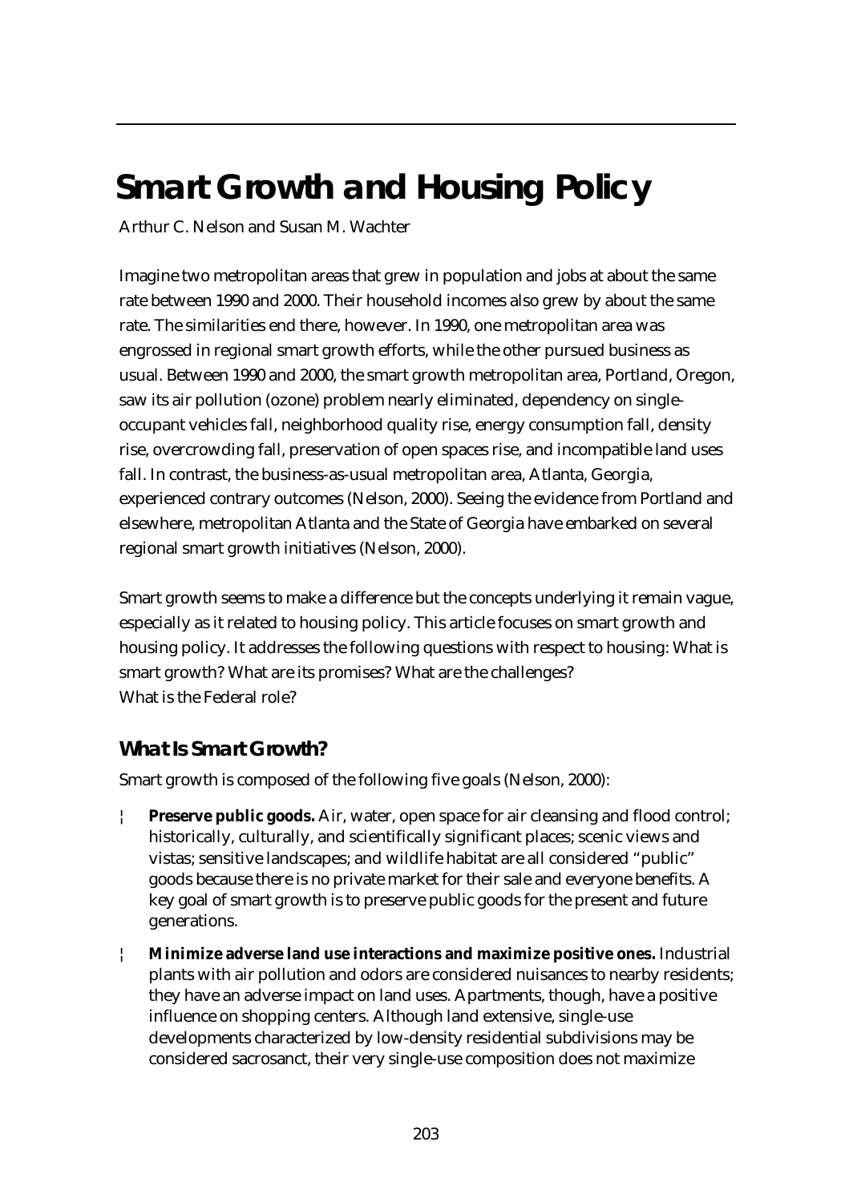# Smart Growth and Housing Policy

Arthur C. Nelson and Susan M. Wachter

Imagine two metropolitan areas that grew in population and jobs at about the same rate between 1990 and 2000. Their household incomes also grew by about the same rate. The similarities end there, however. In 1990, one metropolitan area was engrossed in regional smart growth efforts, while the other pursued business as usual. Between 1990 and 2000, the smart growth metropolitan area, Portland, Oregon, saw its air pollution (ozone) problem nearly eliminated, dependency on single-occupant vehicles fall, neighborhood quality rise, energy consumption fall, density rise, overcrowding fall, preservation of open spaces rise, and incompatible land uses fall. In contrast, the business-as-usual metropolitan area, Atlanta, Georgia, experienced contrary outcomes (Nelson, 2000). Seeing the evidence from Portland and elsewhere, metropolitan Atlanta and the State of Georgia have embarked on several regional smart growth initiatives (Nelson, 2000).

Smart growth seems to make a difference but the concepts underlying it remain vague, especially as it related to housing policy. This article focuses on smart growth and housing policy. It addresses the following questions with respect to housing: What is smart growth? What are its promises? What are the challenges? What is the Federal role?

## What Is Smart Growth?

Smart growth is composed of the following five goals (Nelson, 2000):

- **Preserve public goods.** Air, water, open space for air cleansing and flood control; historically, culturally, and scientifically significant places; scenic views and vistas; sensitive landscapes; and wildlife habitat are all considered "public" goods because there is no private market for their sale and everyone benefits. A key goal of smart growth is to preserve public goods for the present and future generations.
- **Minimize adverse land use interactions and maximize positive ones.** Industrial plants with air pollution and odors are considered nuisances to nearby residents; they have an adverse impact on land uses. Apartments, though, have a positive influence on shopping centers. Although land extensive, single-use developments characterized by low-density residential subdivisions may be considered sacrosanct, their very single-use composition does not maximize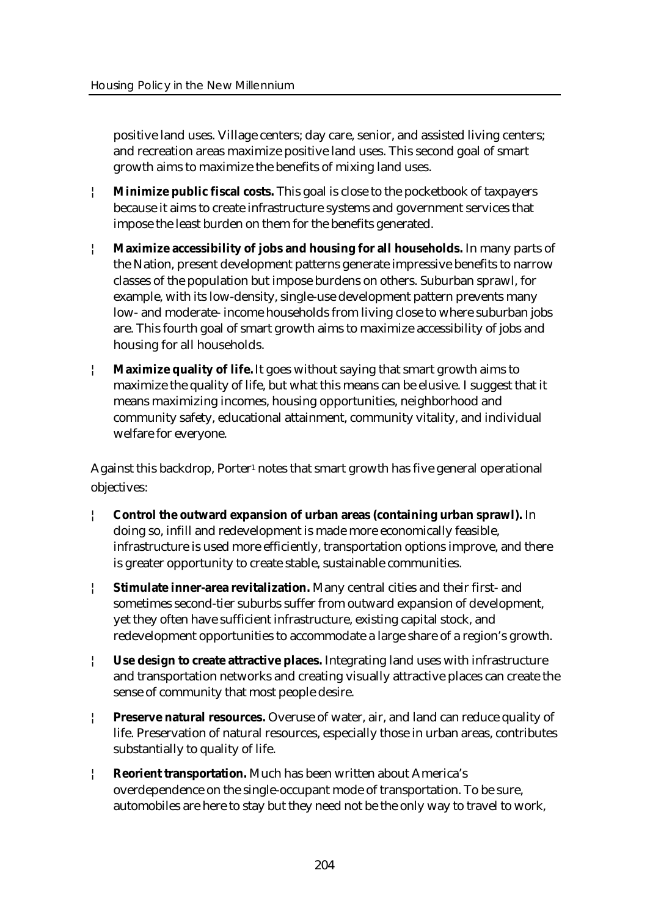positive land uses. Village centers; day care, senior, and assisted living centers; and recreation areas maximize positive land uses. This second goal of smart growth aims to maximize the benefits of mixing land uses.

- **Minimize public fiscal costs.** This goal is close to the pocketbook of taxpayers because it aims to create infrastructure systems and government services that impose the least burden on them for the benefits generated.
- **Maximize accessibility of jobs and housing for all households.** In many parts of the Nation, present development patterns generate impressive benefits to narrow classes of the population but impose burdens on others. Suburban sprawl, for example, with its low-density, single-use development pattern prevents many low- and moderate- income households from living close to where suburban jobs are. This fourth goal of smart growth aims to maximize accessibility of jobs and housing for all households.
- **Maximize quality of life.** It goes without saying that smart growth aims to maximize the quality of life, but what this means can be elusive. I suggest that it means maximizing incomes, housing opportunities, neighborhood and community safety, educational attainment, community vitality, and individual welfare for everyone.

Against this backdrop, Porter[1] notes that smart growth has five general operational objectives:

- **Control the outward expansion of urban areas (containing urban sprawl).** In doing so, infill and redevelopment is made more economically feasible, infrastructure is used more efficiently, transportation options improve, and there is greater opportunity to create stable, sustainable communities.
- **Stimulate inner-area revitalization.** Many central cities and their first- and sometimes second-tier suburbs suffer from outward expansion of development, yet they often have sufficient infrastructure, existing capital stock, and redevelopment opportunities to accommodate a large share of a region's growth.
- **Use design to create attractive places.** Integrating land uses with infrastructure and transportation networks and creating visually attractive places can create the sense of community that most people desire.
- **Preserve natural resources.** Overuse of water, air, and land can reduce quality of life. Preservation of natural resources, especially those in urban areas, contributes substantially to quality of life.
- **Reorient transportation.** Much has been written about America's overdependence on the single-occupant mode of transportation. To be sure, automobiles are here to stay but they need not be the only way to travel to work,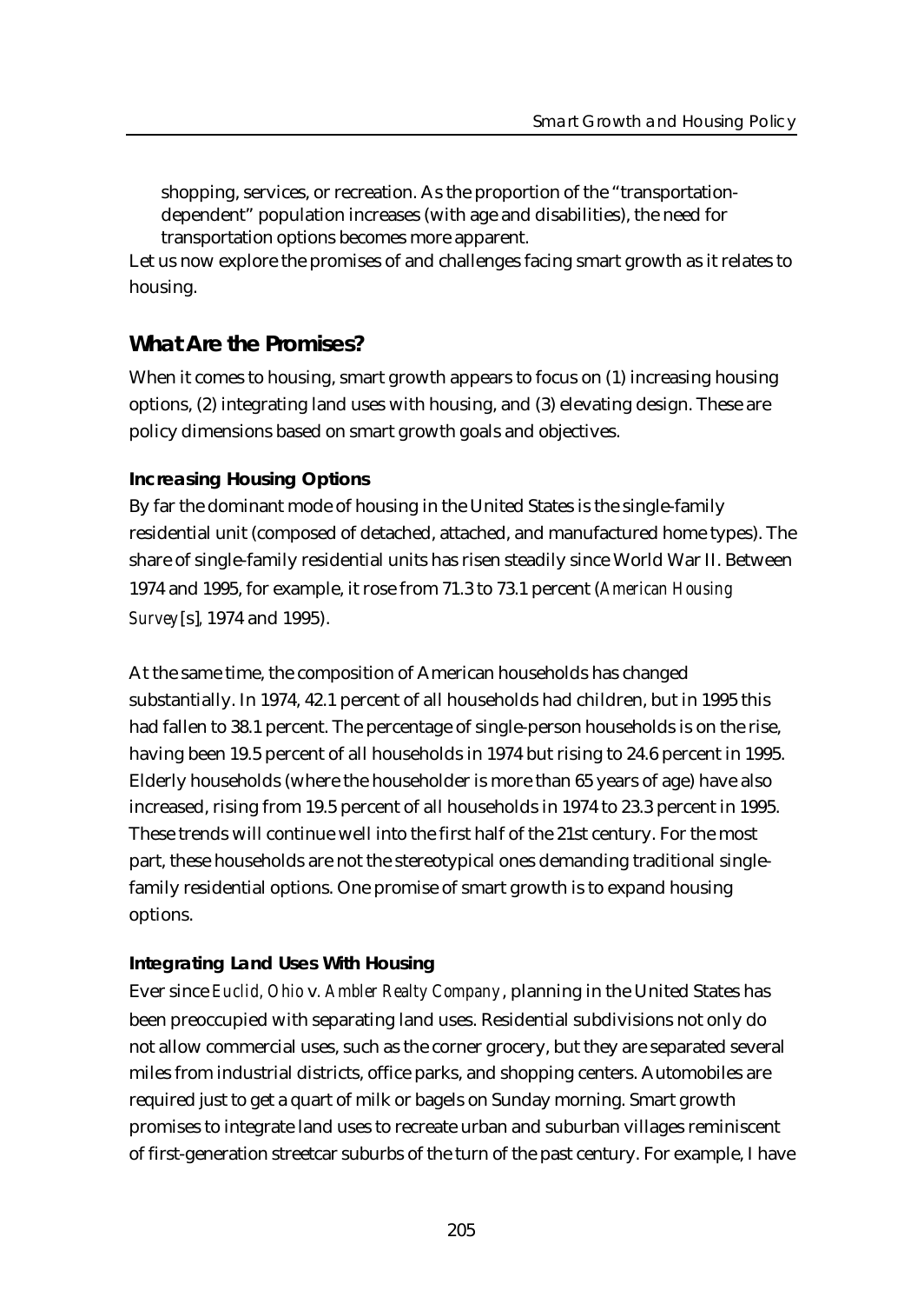shopping, services, or recreation. As the proportion of the "transportation-dependent" population increases (with age and disabilities), the need for transportation options becomes more apparent.

Let us now explore the promises of and challenges facing smart growth as it relates to housing.

## What Are the Promises?

When it comes to housing, smart growth appears to focus on (1) increasing housing options, (2) integrating land uses with housing, and (3) elevating design. These are policy dimensions based on smart growth goals and objectives.

### Increasing Housing Options

By far the dominant mode of housing in the United States is the single-family residential unit (composed of detached, attached, and manufactured home types). The share of single-family residential units has risen steadily since World War II. Between 1974 and 1995, for example, it rose from 71.3 to 73.1 percent (*American Housing Survey*[s], 1974 and 1995).

At the same time, the composition of American households has changed substantially. In 1974, 42.1 percent of all households had children, but in 1995 this had fallen to 38.1 percent. The percentage of single-person households is on the rise, having been 19.5 percent of all households in 1974 but rising to 24.6 percent in 1995. Elderly households (where the householder is more than 65 years of age) have also increased, rising from 19.5 percent of all households in 1974 to 23.3 percent in 1995. These trends will continue well into the first half of the 21st century. For the most part, these households are not the stereotypical ones demanding traditional single-family residential options. One promise of smart growth is to expand housing options.

### Integrating Land Uses With Housing

Ever since *Euclid, Ohio* v. *Ambler Realty Company*, planning in the United States has been preoccupied with separating land uses. Residential subdivisions not only do not allow commercial uses, such as the corner grocery, but they are separated several miles from industrial districts, office parks, and shopping centers. Automobiles are required just to get a quart of milk or bagels on Sunday morning. Smart growth promises to integrate land uses to recreate urban and suburban villages reminiscent of first-generation streetcar suburbs of the turn of the past century. For example, I have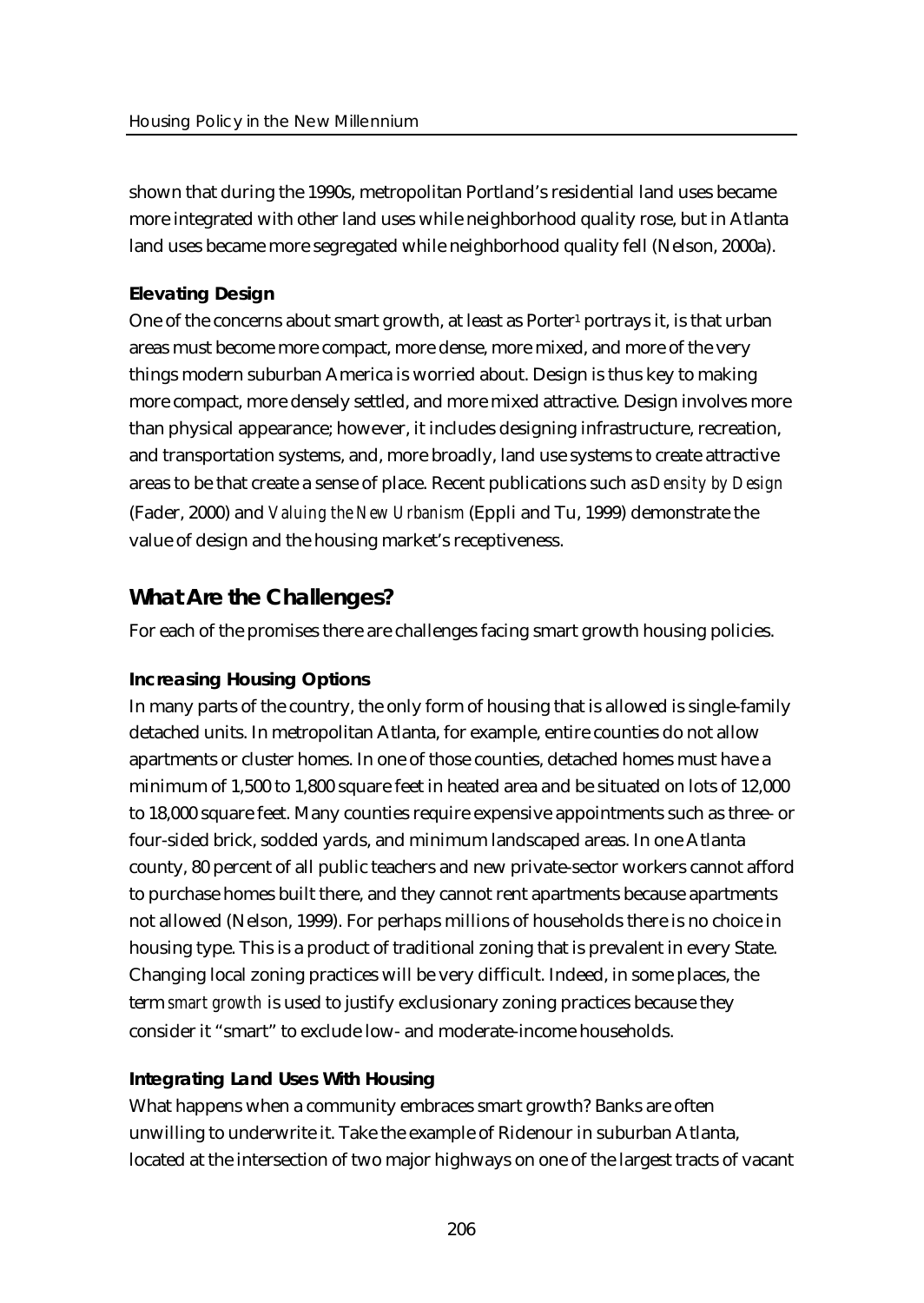shown that during the 1990s, metropolitan Portland's residential land uses became more integrated with other land uses while neighborhood quality rose, but in Atlanta land uses became more segregated while neighborhood quality fell (Nelson, 2000a).

### Elevating Design

One of the concerns about smart growth, at least as Porter[1] portrays it, is that urban areas must become more compact, more dense, more mixed, and more of the very things modern suburban America is worried about. Design is thus key to making more compact, more densely settled, and more mixed attractive. Design involves more than physical appearance; however, it includes designing infrastructure, recreation, and transportation systems, and, more broadly, land use systems to create attractive areas to be that create a sense of place. Recent publications such as *Density by Design* (Fader, 2000) and *Valuing the New Urbanism* (Eppli and Tu, 1999) demonstrate the value of design and the housing market's receptiveness.

## What Are the Challenges?

For each of the promises there are challenges facing smart growth housing policies.

### Increasing Housing Options

In many parts of the country, the only form of housing that is allowed is single-family detached units. In metropolitan Atlanta, for example, entire counties do not allow apartments or cluster homes. In one of those counties, detached homes must have a minimum of 1,500 to 1,800 square feet in heated area and be situated on lots of 12,000 to 18,000 square feet. Many counties require expensive appointments such as three- or four-sided brick, sodded yards, and minimum landscaped areas. In one Atlanta county, 80 percent of all public teachers and new private-sector workers cannot afford to purchase homes built there, and they cannot rent apartments because apartments not allowed (Nelson, 1999). For perhaps millions of households there is no choice in housing type. This is a product of traditional zoning that is prevalent in every State. Changing local zoning practices will be very difficult. Indeed, in some places, the term *smart growth* is used to justify exclusionary zoning practices because they consider it "smart" to exclude low- and moderate-income households.

### Integrating Land Uses With Housing

What happens when a community embraces smart growth? Banks are often unwilling to underwrite it. Take the example of Ridenour in suburban Atlanta, located at the intersection of two major highways on one of the largest tracts of vacant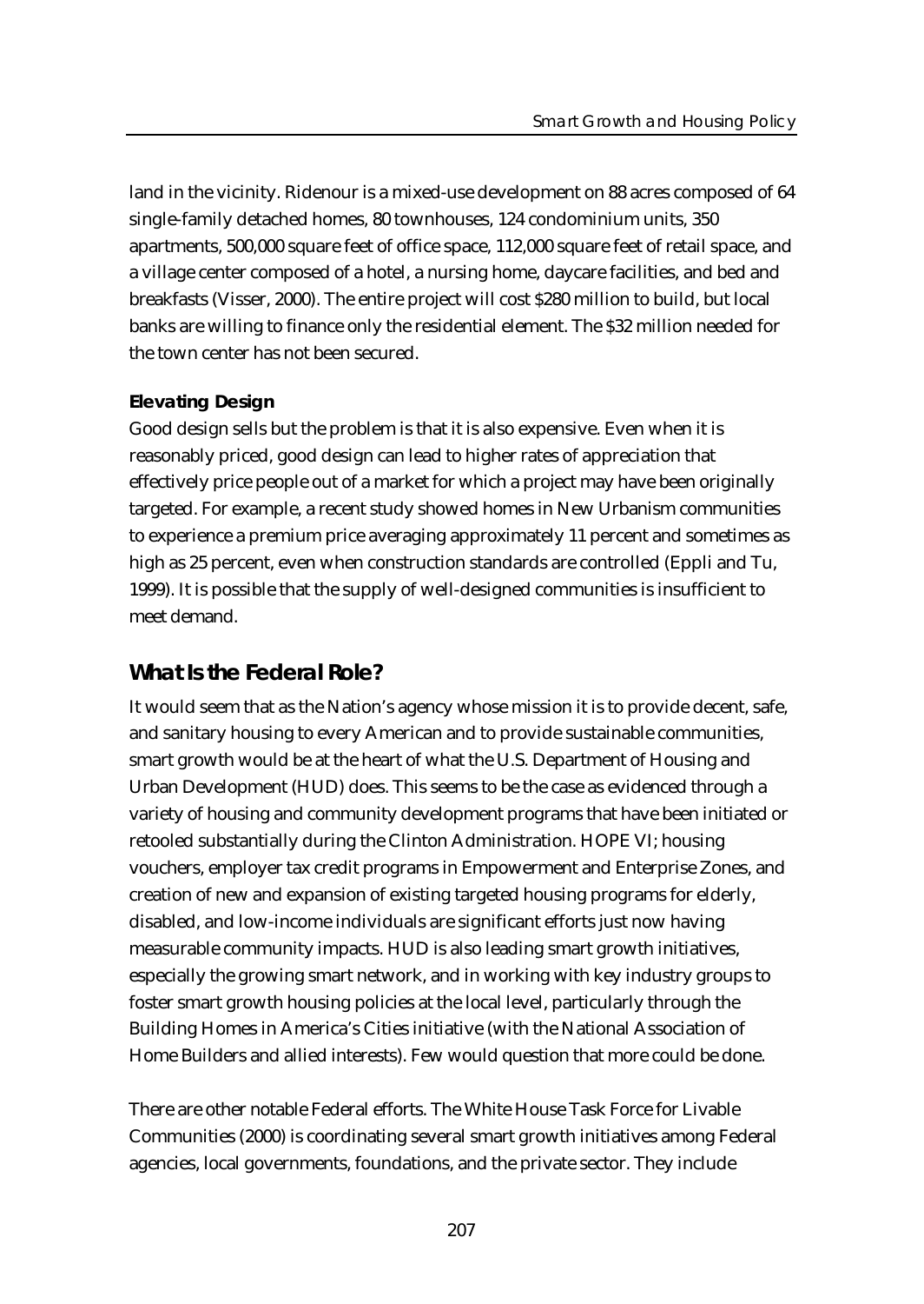land in the vicinity. Ridenour is a mixed-use development on 88 acres composed of 64 single-family detached homes, 80 townhouses, 124 condominium units, 350 apartments, 500,000 square feet of office space, 112,000 square feet of retail space, and a village center composed of a hotel, a nursing home, daycare facilities, and bed and breakfasts (Visser, 2000). The entire project will cost $280 million to build, but local banks are willing to finance only the residential element. The $32 million needed for the town center has not been secured.

### Elevating Design

Good design sells but the problem is that it is also expensive. Even when it is reasonably priced, good design can lead to higher rates of appreciation that effectively price people out of a market for which a project may have been originally targeted. For example, a recent study showed homes in New Urbanism communities to experience a premium price averaging approximately 11 percent and sometimes as high as 25 percent, even when construction standards are controlled (Eppli and Tu, 1999). It is possible that the supply of well-designed communities is insufficient to meet demand.

## What Is the Federal Role?

It would seem that as the Nation's agency whose mission it is to provide decent, safe, and sanitary housing to every American and to provide sustainable communities, smart growth would be at the heart of what the U.S. Department of Housing and Urban Development (HUD) does. This seems to be the case as evidenced through a variety of housing and community development programs that have been initiated or retooled substantially during the Clinton Administration. HOPE VI; housing vouchers, employer tax credit programs in Empowerment and Enterprise Zones, and creation of new and expansion of existing targeted housing programs for elderly, disabled, and low-income individuals are significant efforts just now having measurable community impacts. HUD is also leading smart growth initiatives, especially the growing smart network, and in working with key industry groups to foster smart growth housing policies at the local level, particularly through the Building Homes in America's Cities initiative (with the National Association of Home Builders and allied interests). Few would question that more could be done.

There are other notable Federal efforts. The White House Task Force for Livable Communities (2000) is coordinating several smart growth initiatives among Federal agencies, local governments, foundations, and the private sector. They include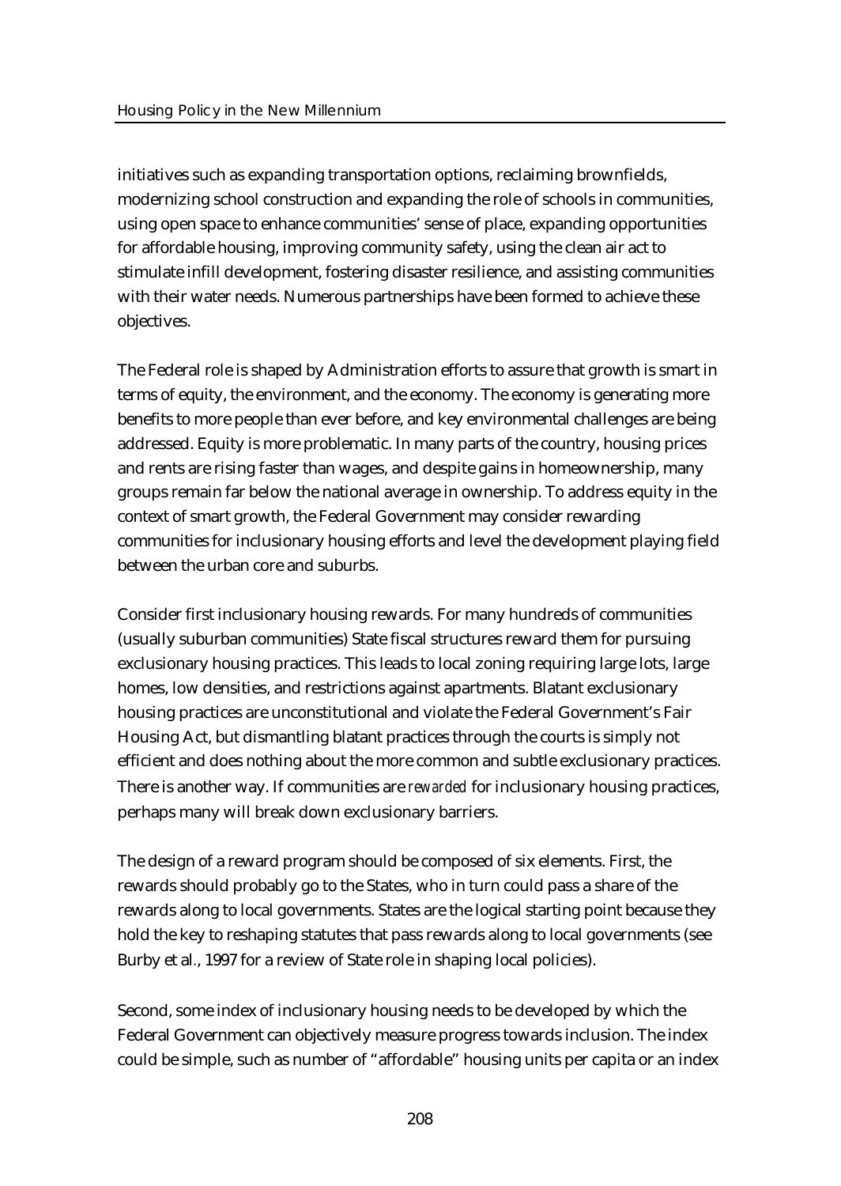initiatives such as expanding transportation options, reclaiming brownfields, modernizing school construction and expanding the role of schools in communities, using open space to enhance communities' sense of place, expanding opportunities for affordable housing, improving community safety, using the clean air act to stimulate infill development, fostering disaster resilience, and assisting communities with their water needs. Numerous partnerships have been formed to achieve these objectives.

The Federal role is shaped by Administration efforts to assure that growth is smart in terms of equity, the environment, and the economy. The economy is generating more benefits to more people than ever before, and key environmental challenges are being addressed. Equity is more problematic. In many parts of the country, housing prices and rents are rising faster than wages, and despite gains in homeownership, many groups remain far below the national average in ownership. To address equity in the context of smart growth, the Federal Government may consider rewarding communities for inclusionary housing efforts and level the development playing field between the urban core and suburbs.

Consider first inclusionary housing rewards. For many hundreds of communities (usually suburban communities) State fiscal structures reward them for pursuing exclusionary housing practices. This leads to local zoning requiring large lots, large homes, low densities, and restrictions against apartments. Blatant exclusionary housing practices are unconstitutional and violate the Federal Government's Fair Housing Act, but dismantling blatant practices through the courts is simply not efficient and does nothing about the more common and subtle exclusionary practices. There is another way. If communities are *rewarded* for inclusionary housing practices, perhaps many will break down exclusionary barriers.

The design of a reward program should be composed of six elements. First, the rewards should probably go to the States, who in turn could pass a share of the rewards along to local governments. States are the logical starting point because they hold the key to reshaping statutes that pass rewards along to local governments (see Burby et al., 1997 for a review of State role in shaping local policies).

Second, some index of inclusionary housing needs to be developed by which the Federal Government can objectively measure progress towards inclusion. The index could be simple, such as number of "affordable" housing units per capita or an index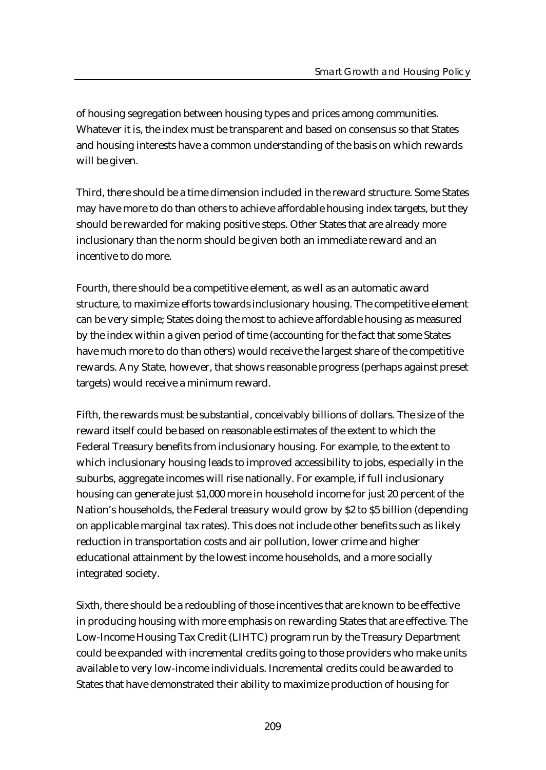of housing segregation between housing types and prices among communities. Whatever it is, the index must be transparent and based on consensus so that States and housing interests have a common understanding of the basis on which rewards will be given.

Third, there should be a time dimension included in the reward structure. Some States may have more to do than others to achieve affordable housing index targets, but they should be rewarded for making positive steps. Other States that are already more inclusionary than the norm should be given both an immediate reward and an incentive to do more.

Fourth, there should be a competitive element, as well as an automatic award structure, to maximize efforts towards inclusionary housing. The competitive element can be very simple; States doing the most to achieve affordable housing as measured by the index within a given period of time (accounting for the fact that some States have much more to do than others) would receive the largest share of the competitive rewards. Any State, however, that shows reasonable progress (perhaps against preset targets) would receive a minimum reward.

Fifth, the rewards must be substantial, conceivably billions of dollars. The size of the reward itself could be based on reasonable estimates of the extent to which the Federal Treasury benefits from inclusionary housing. For example, to the extent to which inclusionary housing leads to improved accessibility to jobs, especially in the suburbs, aggregate incomes will rise nationally. For example, if full inclusionary housing can generate just $1,000 more in household income for just 20 percent of the Nation's households, the Federal treasury would grow by $2 to $5 billion (depending on applicable marginal tax rates). This does not include other benefits such as likely reduction in transportation costs and air pollution, lower crime and higher educational attainment by the lowest income households, and a more socially integrated society.

Sixth, there should be a redoubling of those incentives that are known to be effective in producing housing with more emphasis on rewarding States that are effective. The Low-Income Housing Tax Credit (LIHTC) program run by the Treasury Department could be expanded with incremental credits going to those providers who make units available to very low-income individuals. Incremental credits could be awarded to States that have demonstrated their ability to maximize production of housing for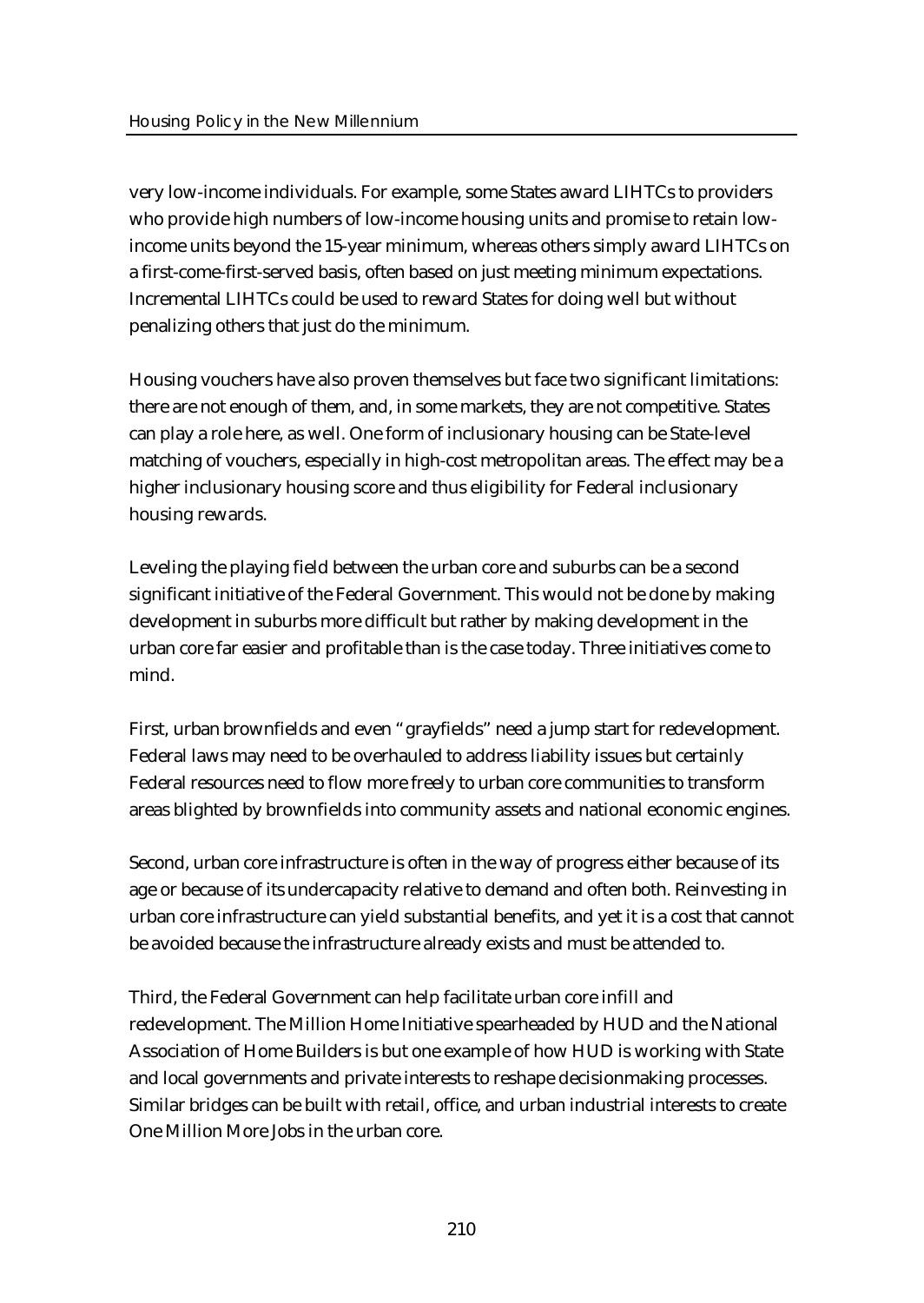very low-income individuals. For example, some States award LIHTCs to providers who provide high numbers of low-income housing units and promise to retain low-income units beyond the 15-year minimum, whereas others simply award LIHTCs on a first-come-first-served basis, often based on just meeting minimum expectations. Incremental LIHTCs could be used to reward States for doing well but without penalizing others that just do the minimum.

Housing vouchers have also proven themselves but face two significant limitations: there are not enough of them, and, in some markets, they are not competitive. States can play a role here, as well. One form of inclusionary housing can be State-level matching of vouchers, especially in high-cost metropolitan areas. The effect may be a higher inclusionary housing score and thus eligibility for Federal inclusionary housing rewards.

Leveling the playing field between the urban core and suburbs can be a second significant initiative of the Federal Government. This would not be done by making development in suburbs more difficult but rather by making development in the urban core far easier and profitable than is the case today. Three initiatives come to mind.

First, urban brownfields and even "grayfields" need a jump start for redevelopment. Federal laws may need to be overhauled to address liability issues but certainly Federal resources need to flow more freely to urban core communities to transform areas blighted by brownfields into community assets and national economic engines.

Second, urban core infrastructure is often in the way of progress either because of its age or because of its undercapacity relative to demand and often both. Reinvesting in urban core infrastructure can yield substantial benefits, and yet it is a cost that cannot be avoided because the infrastructure already exists and must be attended to.

Third, the Federal Government can help facilitate urban core infill and redevelopment. The Million Home Initiative spearheaded by HUD and the National Association of Home Builders is but one example of how HUD is working with State and local governments and private interests to reshape decisionmaking processes. Similar bridges can be built with retail, office, and urban industrial interests to create One Million More Jobs in the urban core.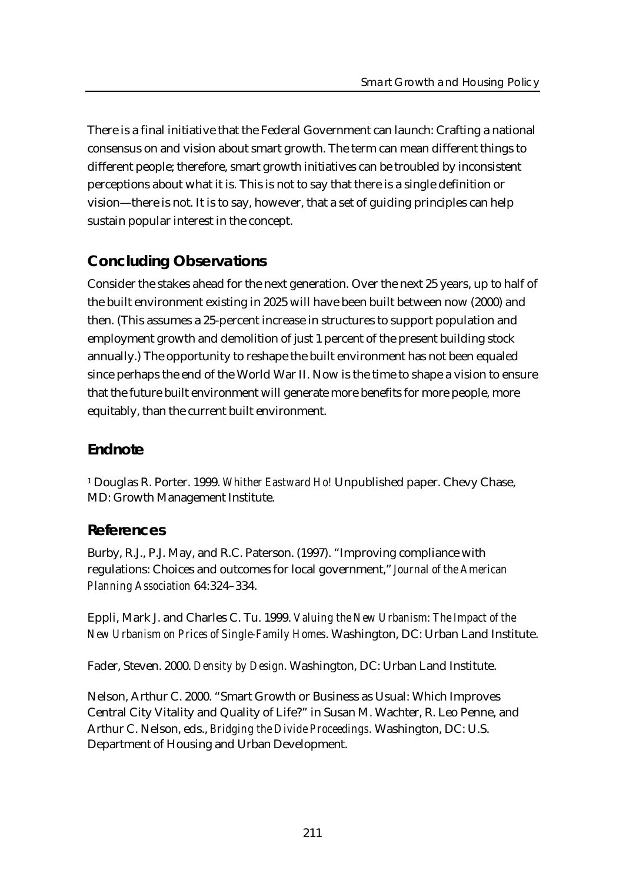There is a final initiative that the Federal Government can launch: Crafting a national consensus on and vision about smart growth. The term can mean different things to different people; therefore, smart growth initiatives can be troubled by inconsistent perceptions about what it is. This is not to say that there is a single definition or vision—there is not. It is to say, however, that a set of guiding principles can help sustain popular interest in the concept.

## Concluding Observations

Consider the stakes ahead for the next generation. Over the next 25 years, up to half of the built environment existing in 2025 will have been built between now (2000) and then. (This assumes a 25-percent increase in structures to support population and employment growth and demolition of just 1 percent of the present building stock annually.) The opportunity to reshape the built environment has not been equaled since perhaps the end of the World War II. Now is the time to shape a vision to ensure that the future built environment will generate more benefits for more people, more equitably, than the current built environment.

## Endnote

[1] Douglas R. Porter. 1999. *Whither Eastward Ho!* Unpublished paper. Chevy Chase, MD: Growth Management Institute.

## References

Burby, R.J., P.J. May, and R.C. Paterson. (1997). "Improving compliance with regulations: Choices and outcomes for local government," *Journal of the American Planning Association* 64:324–334.

Eppli, Mark J. and Charles C. Tu. 1999. *Valuing the New Urbanism: The Impact of the New Urbanism on Prices of Single-Family Homes*. Washington, DC: Urban Land Institute.

Fader, Steven. 2000. *Density by Design*. Washington, DC: Urban Land Institute.

Nelson, Arthur C. 2000. "Smart Growth or Business as Usual: Which Improves Central City Vitality and Quality of Life?" in Susan M. Wachter, R. Leo Penne, and Arthur C. Nelson, eds., *Bridging the Divide Proceedings.* Washington, DC: U.S. Department of Housing and Urban Development.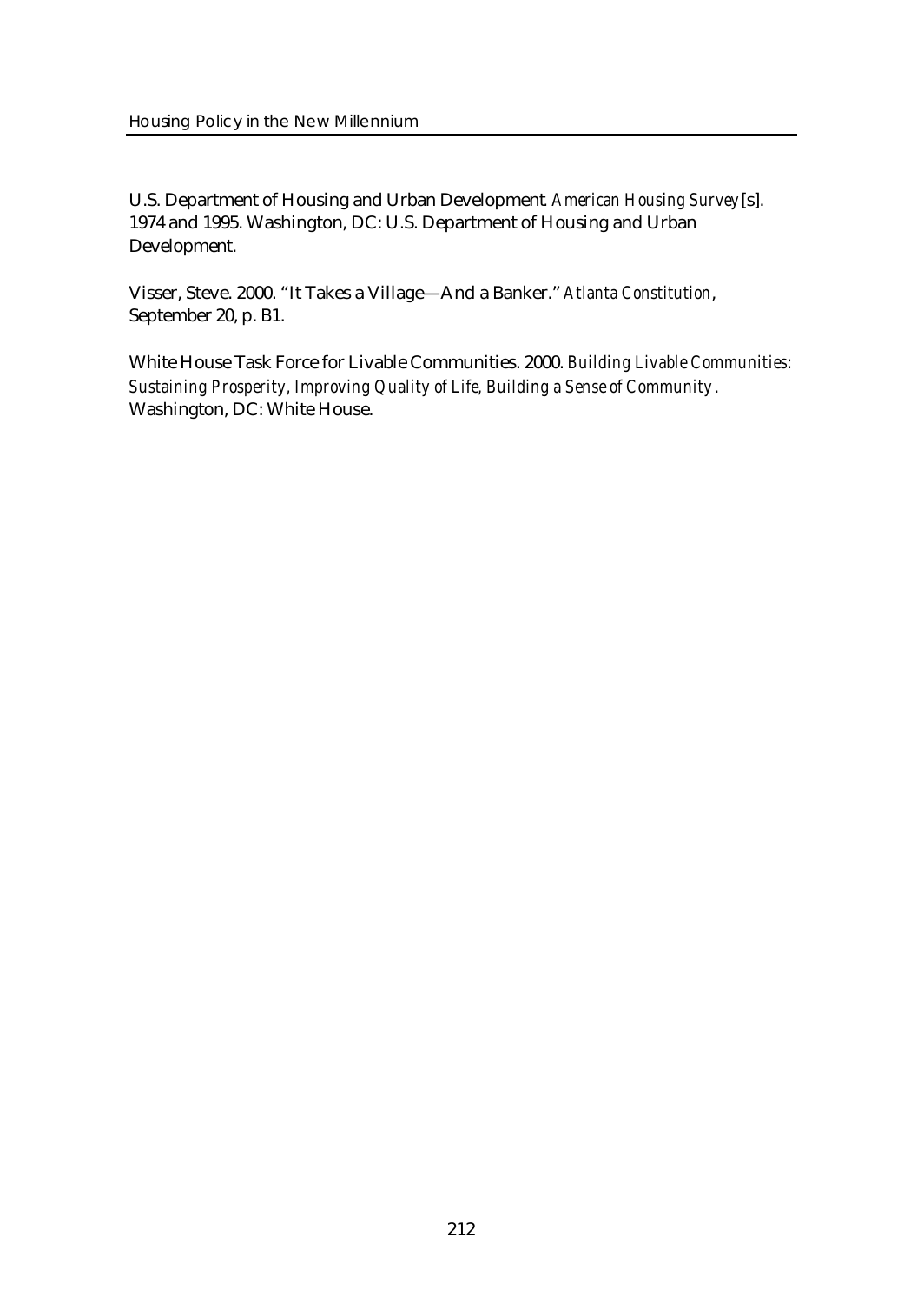U.S. Department of Housing and Urban Development. *American Housing Survey* [s]. 1974 and 1995. Washington, DC: U.S. Department of Housing and Urban Development.

Visser, Steve. 2000. "It Takes a Village—And a Banker." *Atlanta Constitution*, September 20, p. B1.

White House Task Force for Livable Communities. 2000. *Building Livable Communities: Sustaining Prosperity, Improving Quality of Life, Building a Sense of Community*. Washington, DC: White House.